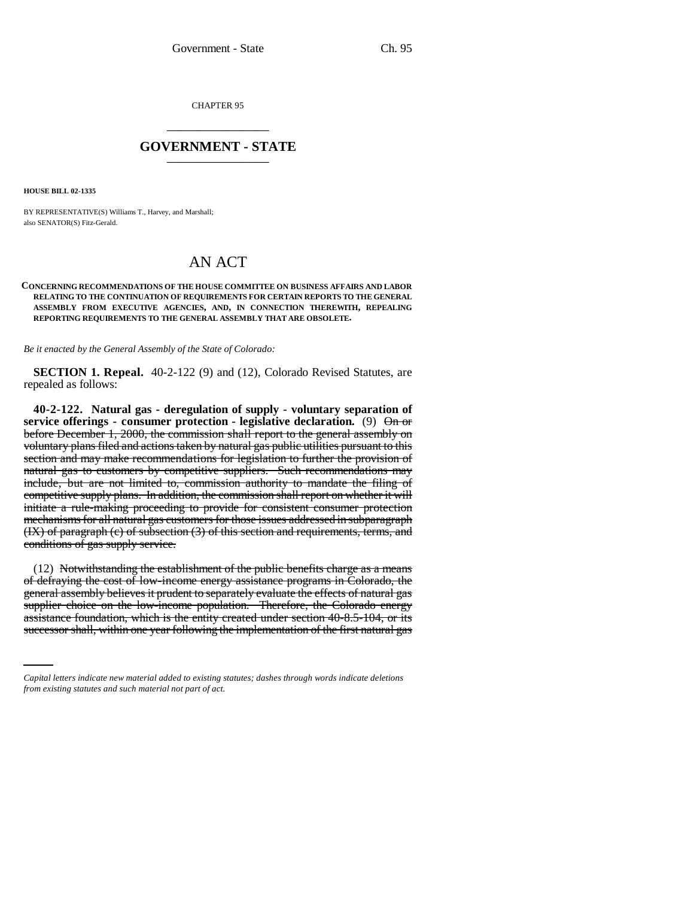CHAPTER 95

---

# GOVERNMENT - STATE

---

**HOUSE BILL 02-1335**

BY REPRESENTATIVE(S) Williams T., Harvey, and Marshall;
also SENATOR(S) Fitz-Gerald.

# AN ACT

**CONCERNING RECOMMENDATIONS OF THE HOUSE COMMITTEE ON BUSINESS AFFAIRS AND LABOR RELATING TO THE CONTINUATION OF REQUIREMENTS FOR CERTAIN REPORTS TO THE GENERAL ASSEMBLY FROM EXECUTIVE AGENCIES, AND, IN CONNECTION THEREWITH, REPEALING REPORTING REQUIREMENTS TO THE GENERAL ASSEMBLY THAT ARE OBSOLETE.**

*Be it enacted by the General Assembly of the State of Colorado:*

**SECTION 1. Repeal.** 40-2-122 (9) and (12), Colorado Revised Statutes, are repealed as follows:

**40-2-122. Natural gas - deregulation of supply - voluntary separation of service offerings - consumer protection - legislative declaration.** (9) ~~On or before December 1, 2000, the commission shall report to the general assembly on voluntary plans filed and actions taken by natural gas public utilities pursuant to this section and may make recommendations for legislation to further the provision of natural gas to customers by competitive suppliers. Such recommendations may include, but are not limited to, commission authority to mandate the filing of competitive supply plans. In addition, the commission shall report on whether it will initiate a rule-making proceeding to provide for consistent consumer protection mechanisms for all natural gas customers for those issues addressed in subparagraph (IX) of paragraph (c) of subsection (3) of this section and requirements, terms, and conditions of gas supply service.~~

(12) ~~Notwithstanding the establishment of the public benefits charge as a means of defraying the cost of low-income energy assistance programs in Colorado, the general assembly believes it prudent to separately evaluate the effects of natural gas supplier choice on the low-income population. Therefore, the Colorado energy assistance foundation, which is the entity created under section 40-8.5-104, or its successor shall, within one year following the implementation of the first natural gas~~

*Capital letters indicate new material added to existing statutes; dashes through words indicate deletions from existing statutes and such material not part of act.*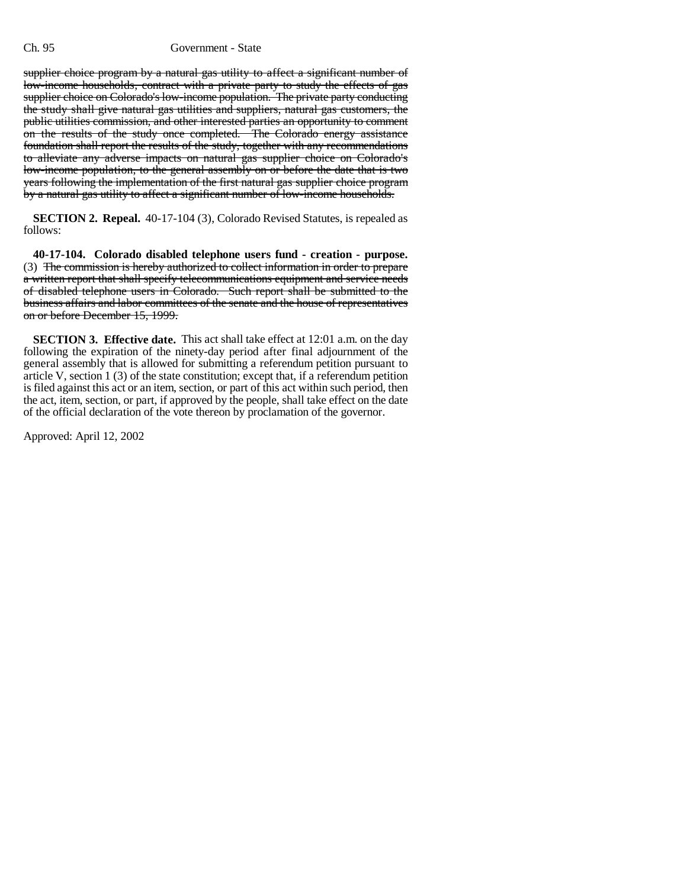~~supplier choice program by a natural gas utility to affect a significant number of low-income households, contract with a private party to study the effects of gas supplier choice on Colorado's low-income population. The private party conducting the study shall give natural gas utilities and suppliers, natural gas customers, the public utilities commission, and other interested parties an opportunity to comment on the results of the study once completed. The Colorado energy assistance foundation shall report the results of the study, together with any recommendations to alleviate any adverse impacts on natural gas supplier choice on Colorado's low-income population, to the general assembly on or before the date that is two years following the implementation of the first natural gas supplier choice program by a natural gas utility to affect a significant number of low-income households.~~

**SECTION 2. Repeal.** 40-17-104 (3), Colorado Revised Statutes, is repealed as follows:

**40-17-104. Colorado disabled telephone users fund - creation - purpose.** (3) ~~The commission is hereby authorized to collect information in order to prepare a written report that shall specify telecommunications equipment and service needs of disabled telephone users in Colorado. Such report shall be submitted to the business affairs and labor committees of the senate and the house of representatives on or before December 15, 1999.~~

**SECTION 3. Effective date.** This act shall take effect at 12:01 a.m. on the day following the expiration of the ninety-day period after final adjournment of the general assembly that is allowed for submitting a referendum petition pursuant to article V, section 1 (3) of the state constitution; except that, if a referendum petition is filed against this act or an item, section, or part of this act within such period, then the act, item, section, or part, if approved by the people, shall take effect on the date of the official declaration of the vote thereon by proclamation of the governor.

Approved: April 12, 2002